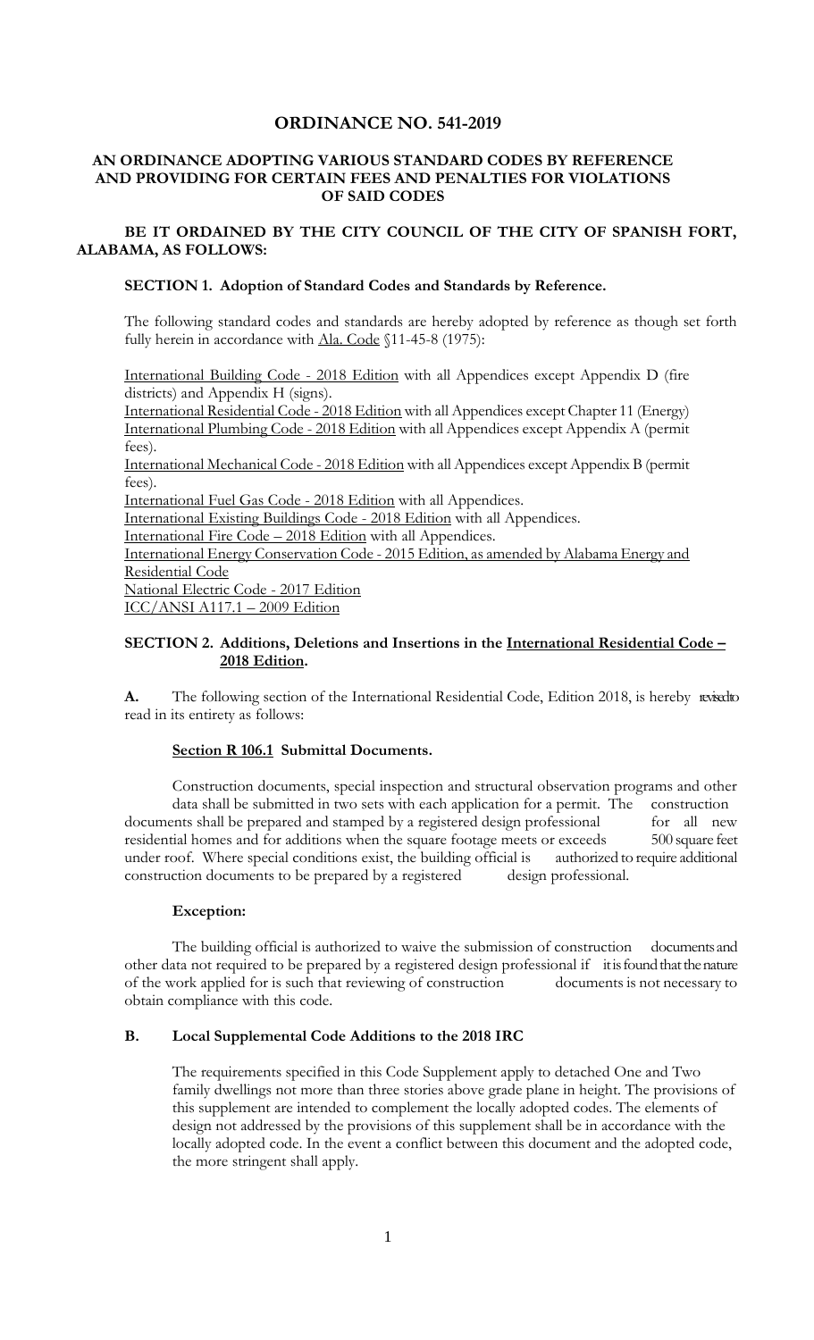# ORDINANCE NO. 541-2019

## AN ORDINANCE ADOPTING VARIOUS STANDARD CODES BY REFERENCE AND PROVIDING FOR CERTAIN FEES AND PENALTIES FOR VIOLATIONS OF SAID CODES

**BE IT ORDAINED BY THE CITY COUNCIL OF THE CITY OF SPANISH FORT, ALABAMA, AS FOLLOWS:**

### SECTION 1. Adoption of Standard Codes and Standards by Reference.

The following standard codes and standards are hereby adopted by reference as though set forth fully herein in accordance with Ala. Code §11-45-8 (1975):

International Building Code - 2018 Edition with all Appendices except Appendix D (fire districts) and Appendix H (signs).
International Residential Code - 2018 Edition with all Appendices except Chapter 11 (Energy)
International Plumbing Code - 2018 Edition with all Appendices except Appendix A (permit fees).
International Mechanical Code - 2018 Edition with all Appendices except Appendix B (permit fees).
International Fuel Gas Code - 2018 Edition with all Appendices.
International Existing Buildings Code - 2018 Edition with all Appendices.
International Fire Code – 2018 Edition with all Appendices.
International Energy Conservation Code - 2015 Edition, as amended by Alabama Energy and Residential Code
National Electric Code - 2017 Edition
ICC/ANSI A117.1 – 2009 Edition

### SECTION 2. Additions, Deletions and Insertions in the International Residential Code – 2018 Edition.

**A.** The following section of the International Residential Code, Edition 2018, is hereby revised to read in its entirety as follows:

**Section R 106.1 Submittal Documents.**

Construction documents, special inspection and structural observation programs and other data shall be submitted in two sets with each application for a permit. The construction documents shall be prepared and stamped by a registered design professional for all new residential homes and for additions when the square footage meets or exceeds 500 square feet under roof. Where special conditions exist, the building official is authorized to require additional construction documents to be prepared by a registered design professional.

**Exception:**

The building official is authorized to waive the submission of construction documents and other data not required to be prepared by a registered design professional if it is found that the nature of the work applied for is such that reviewing of construction documents is not necessary to obtain compliance with this code.

**B. Local Supplemental Code Additions to the 2018 IRC**

The requirements specified in this Code Supplement apply to detached One and Two family dwellings not more than three stories above grade plane in height. The provisions of this supplement are intended to complement the locally adopted codes. The elements of design not addressed by the provisions of this supplement shall be in accordance with the locally adopted code. In the event a conflict between this document and the adopted code, the more stringent shall apply.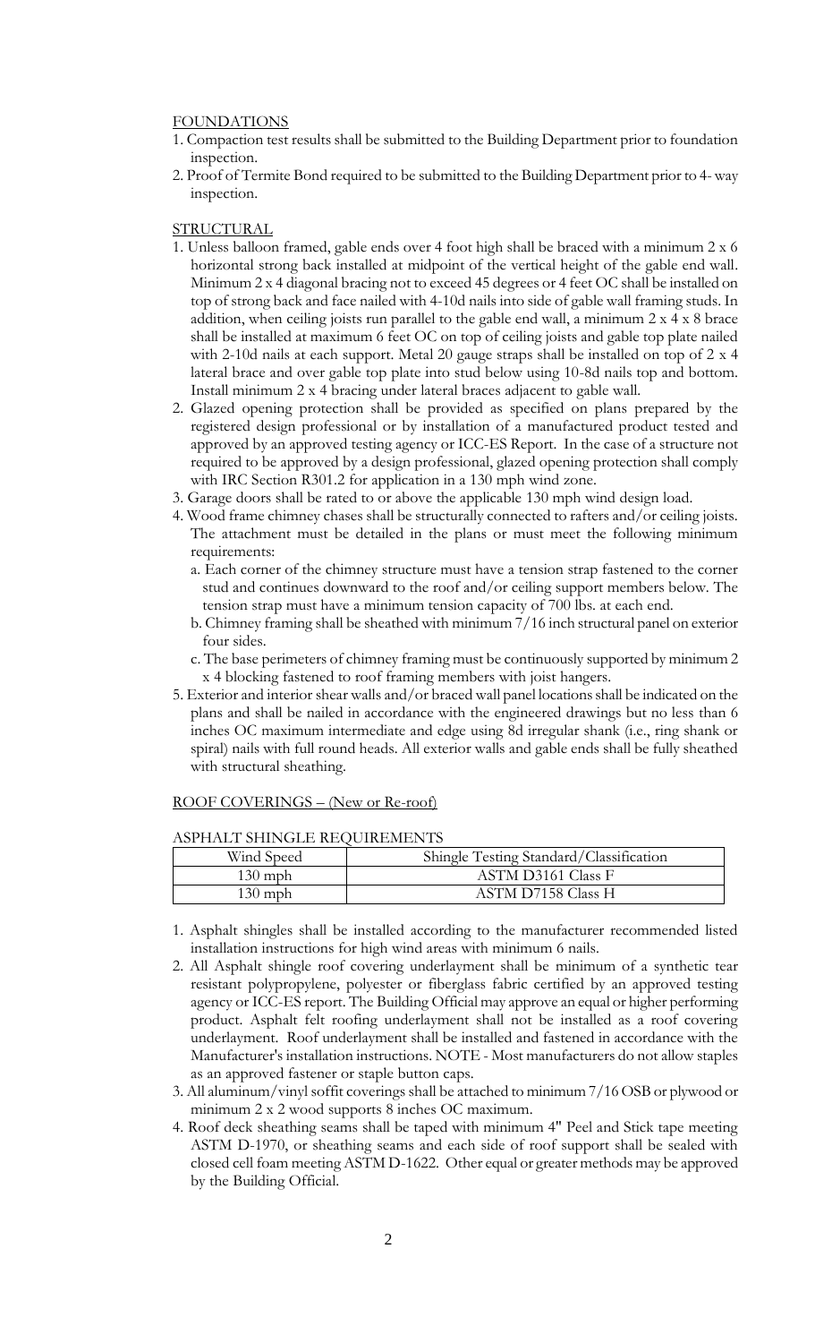## FOUNDATIONS

1. Compaction test results shall be submitted to the Building Department prior to foundation inspection.
2. Proof of Termite Bond required to be submitted to the Building Department prior to 4- way inspection.

## STRUCTURAL

1. Unless balloon framed, gable ends over 4 foot high shall be braced with a minimum 2 x 6 horizontal strong back installed at midpoint of the vertical height of the gable end wall. Minimum 2 x 4 diagonal bracing not to exceed 45 degrees or 4 feet OC shall be installed on top of strong back and face nailed with 4-10d nails into side of gable wall framing studs. In addition, when ceiling joists run parallel to the gable end wall, a minimum 2 x 4 x 8 brace shall be installed at maximum 6 feet OC on top of ceiling joists and gable top plate nailed with 2-10d nails at each support. Metal 20 gauge straps shall be installed on top of 2 x 4 lateral brace and over gable top plate into stud below using 10-8d nails top and bottom. Install minimum 2 x 4 bracing under lateral braces adjacent to gable wall.
2. Glazed opening protection shall be provided as specified on plans prepared by the registered design professional or by installation of a manufactured product tested and approved by an approved testing agency or ICC-ES Report. In the case of a structure not required to be approved by a design professional, glazed opening protection shall comply with IRC Section R301.2 for application in a 130 mph wind zone.
3. Garage doors shall be rated to or above the applicable 130 mph wind design load.
4. Wood frame chimney chases shall be structurally connected to rafters and/or ceiling joists. The attachment must be detailed in the plans or must meet the following minimum requirements:
   a. Each corner of the chimney structure must have a tension strap fastened to the corner stud and continues downward to the roof and/or ceiling support members below. The tension strap must have a minimum tension capacity of 700 lbs. at each end.
   b. Chimney framing shall be sheathed with minimum 7/16 inch structural panel on exterior four sides.
   c. The base perimeters of chimney framing must be continuously supported by minimum 2 x 4 blocking fastened to roof framing members with joist hangers.
5. Exterior and interior shear walls and/or braced wall panel locations shall be indicated on the plans and shall be nailed in accordance with the engineered drawings but no less than 6 inches OC maximum intermediate and edge using 8d irregular shank (i.e., ring shank or spiral) nails with full round heads. All exterior walls and gable ends shall be fully sheathed with structural sheathing.

## ROOF COVERINGS – (New or Re-roof)

### ASPHALT SHINGLE REQUIREMENTS

| Wind Speed | Shingle Testing Standard/Classification |
|---|---|
| 130 mph | ASTM D3161 Class F |
| 130 mph | ASTM D7158 Class H |

1. Asphalt shingles shall be installed according to the manufacturer recommended listed installation instructions for high wind areas with minimum 6 nails.
2. All Asphalt shingle roof covering underlayment shall be minimum of a synthetic tear resistant polypropylene, polyester or fiberglass fabric certified by an approved testing agency or ICC-ES report. The Building Official may approve an equal or higher performing product. Asphalt felt roofing underlayment shall not be installed as a roof covering underlayment. Roof underlayment shall be installed and fastened in accordance with the Manufacturer's installation instructions. NOTE - Most manufacturers do not allow staples as an approved fastener or staple button caps.
3. All aluminum/vinyl soffit coverings shall be attached to minimum 7/16 OSB or plywood or minimum 2 x 2 wood supports 8 inches OC maximum.
4. Roof deck sheathing seams shall be taped with minimum 4" Peel and Stick tape meeting ASTM D-1970, or sheathing seams and each side of roof support shall be sealed with closed cell foam meeting ASTM D-1622. Other equal or greater methods may be approved by the Building Official.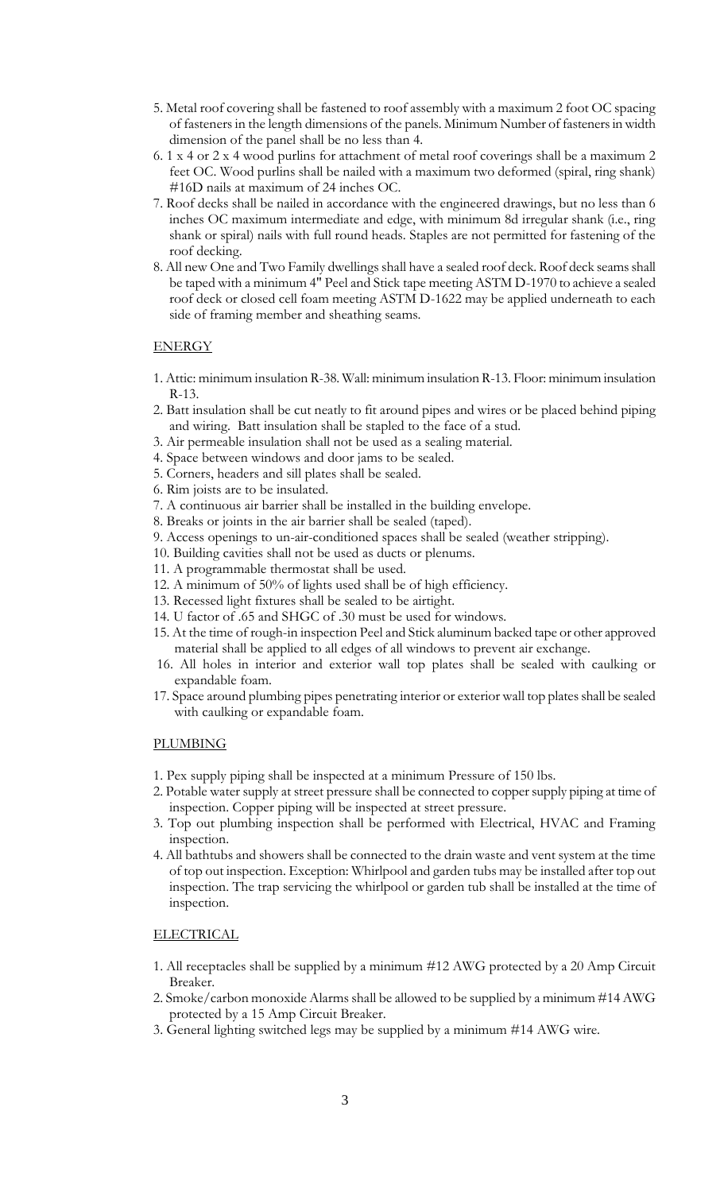5. Metal roof covering shall be fastened to roof assembly with a maximum 2 foot OC spacing of fasteners in the length dimensions of the panels. Minimum Number of fasteners in width dimension of the panel shall be no less than 4.
6. 1 x 4 or 2 x 4 wood purlins for attachment of metal roof coverings shall be a maximum 2 feet OC. Wood purlins shall be nailed with a maximum two deformed (spiral, ring shank) #16D nails at maximum of 24 inches OC.
7. Roof decks shall be nailed in accordance with the engineered drawings, but no less than 6 inches OC maximum intermediate and edge, with minimum 8d irregular shank (i.e., ring shank or spiral) nails with full round heads. Staples are not permitted for fastening of the roof decking.
8. All new One and Two Family dwellings shall have a sealed roof deck. Roof deck seams shall be taped with a minimum 4" Peel and Stick tape meeting ASTM D-1970 to achieve a sealed roof deck or closed cell foam meeting ASTM D-1622 may be applied underneath to each side of framing member and sheathing seams.

## ENERGY

1. Attic: minimum insulation R-38. Wall: minimum insulation R-13. Floor: minimum insulation R-13.
2. Batt insulation shall be cut neatly to fit around pipes and wires or be placed behind piping and wiring. Batt insulation shall be stapled to the face of a stud.
3. Air permeable insulation shall not be used as a sealing material.
4. Space between windows and door jams to be sealed.
5. Corners, headers and sill plates shall be sealed.
6. Rim joists are to be insulated.
7. A continuous air barrier shall be installed in the building envelope.
8. Breaks or joints in the air barrier shall be sealed (taped).
9. Access openings to un-air-conditioned spaces shall be sealed (weather stripping).
10. Building cavities shall not be used as ducts or plenums.
11. A programmable thermostat shall be used.
12. A minimum of 50% of lights used shall be of high efficiency.
13. Recessed light fixtures shall be sealed to be airtight.
14. U factor of .65 and SHGC of .30 must be used for windows.
15. At the time of rough-in inspection Peel and Stick aluminum backed tape or other approved material shall be applied to all edges of all windows to prevent air exchange.
16. All holes in interior and exterior wall top plates shall be sealed with caulking or expandable foam.
17. Space around plumbing pipes penetrating interior or exterior wall top plates shall be sealed with caulking or expandable foam.

## PLUMBING

1. Pex supply piping shall be inspected at a minimum Pressure of 150 lbs.
2. Potable water supply at street pressure shall be connected to copper supply piping at time of inspection. Copper piping will be inspected at street pressure.
3. Top out plumbing inspection shall be performed with Electrical, HVAC and Framing inspection.
4. All bathtubs and showers shall be connected to the drain waste and vent system at the time of top out inspection. Exception: Whirlpool and garden tubs may be installed after top out inspection. The trap servicing the whirlpool or garden tub shall be installed at the time of inspection.

## ELECTRICAL

1. All receptacles shall be supplied by a minimum #12 AWG protected by a 20 Amp Circuit Breaker.
2. Smoke/carbon monoxide Alarms shall be allowed to be supplied by a minimum #14 AWG protected by a 15 Amp Circuit Breaker.
3. General lighting switched legs may be supplied by a minimum #14 AWG wire.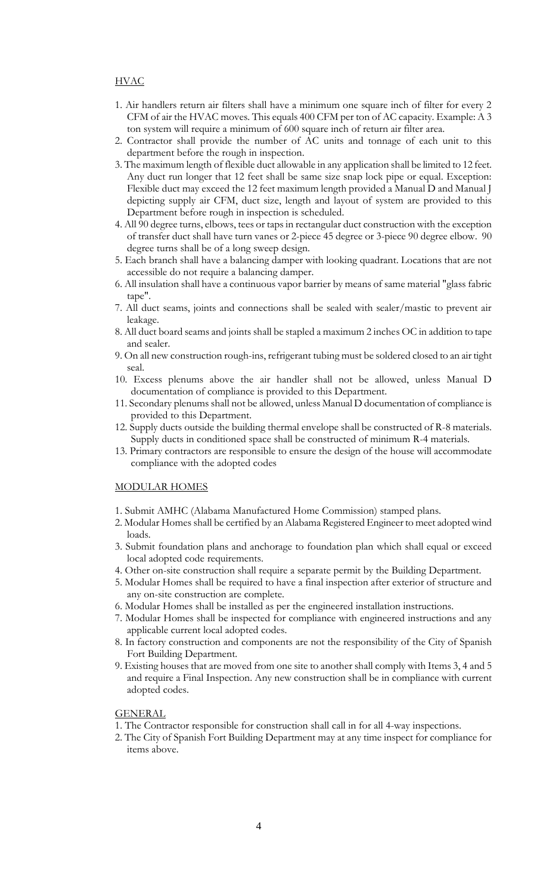## HVAC

1. Air handlers return air filters shall have a minimum one square inch of filter for every 2 CFM of air the HVAC moves. This equals 400 CFM per ton of AC capacity. Example: A 3 ton system will require a minimum of 600 square inch of return air filter area.
2. Contractor shall provide the number of AC units and tonnage of each unit to this department before the rough in inspection.
3. The maximum length of flexible duct allowable in any application shall be limited to 12 feet. Any duct run longer that 12 feet shall be same size snap lock pipe or equal. Exception: Flexible duct may exceed the 12 feet maximum length provided a Manual D and Manual J depicting supply air CFM, duct size, length and layout of system are provided to this Department before rough in inspection is scheduled.
4. All 90 degree turns, elbows, tees or taps in rectangular duct construction with the exception of transfer duct shall have turn vanes or 2-piece 45 degree or 3-piece 90 degree elbow. 90 degree turns shall be of a long sweep design.
5. Each branch shall have a balancing damper with looking quadrant. Locations that are not accessible do not require a balancing damper.
6. All insulation shall have a continuous vapor barrier by means of same material "glass fabric tape".
7. All duct seams, joints and connections shall be sealed with sealer/mastic to prevent air leakage.
8. All duct board seams and joints shall be stapled a maximum 2 inches OC in addition to tape and sealer.
9. On all new construction rough-ins, refrigerant tubing must be soldered closed to an air tight seal.
10. Excess plenums above the air handler shall not be allowed, unless Manual D documentation of compliance is provided to this Department.
11. Secondary plenums shall not be allowed, unless Manual D documentation of compliance is provided to this Department.
12. Supply ducts outside the building thermal envelope shall be constructed of R-8 materials. Supply ducts in conditioned space shall be constructed of minimum R-4 materials.
13. Primary contractors are responsible to ensure the design of the house will accommodate compliance with the adopted codes

## MODULAR HOMES

1. Submit AMHC (Alabama Manufactured Home Commission) stamped plans.
2. Modular Homes shall be certified by an Alabama Registered Engineer to meet adopted wind loads.
3. Submit foundation plans and anchorage to foundation plan which shall equal or exceed local adopted code requirements.
4. Other on-site construction shall require a separate permit by the Building Department.
5. Modular Homes shall be required to have a final inspection after exterior of structure and any on-site construction are complete.
6. Modular Homes shall be installed as per the engineered installation instructions.
7. Modular Homes shall be inspected for compliance with engineered instructions and any applicable current local adopted codes.
8. In factory construction and components are not the responsibility of the City of Spanish Fort Building Department.
9. Existing houses that are moved from one site to another shall comply with Items 3, 4 and 5 and require a Final Inspection. Any new construction shall be in compliance with current adopted codes.

## GENERAL

1. The Contractor responsible for construction shall call in for all 4-way inspections.
2. The City of Spanish Fort Building Department may at any time inspect for compliance for items above.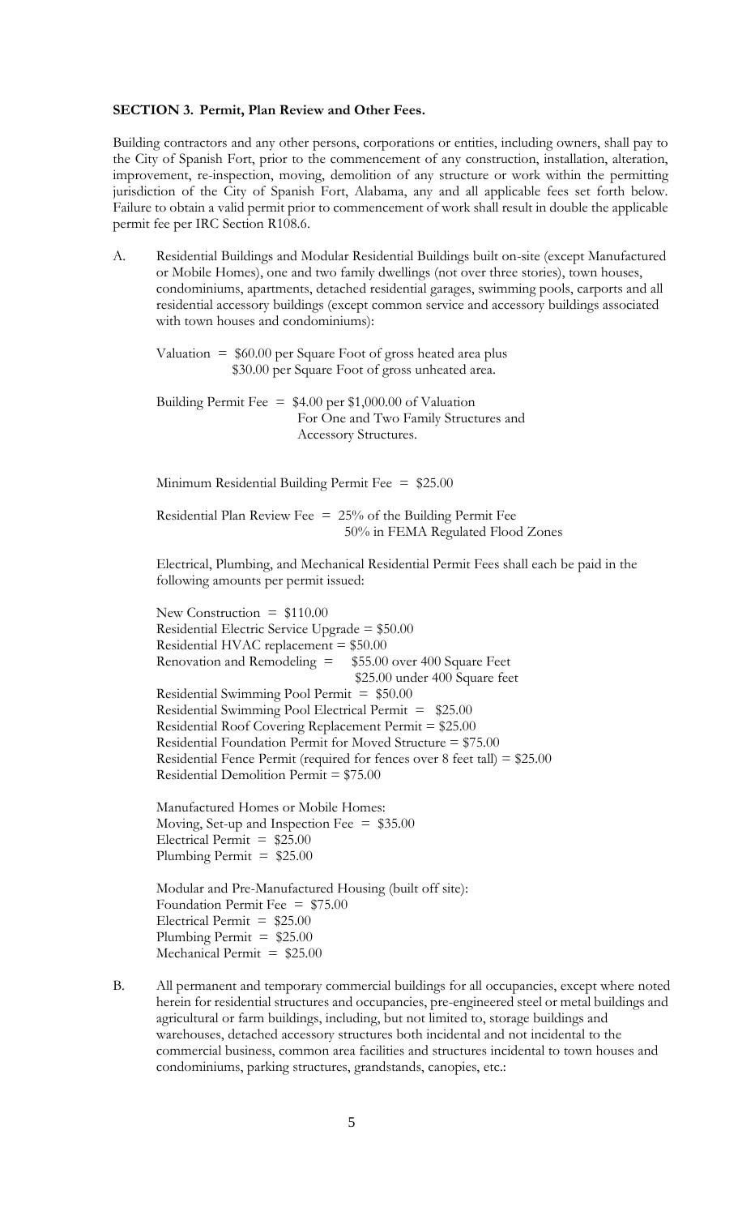**SECTION 3. Permit, Plan Review and Other Fees.**

Building contractors and any other persons, corporations or entities, including owners, shall pay to the City of Spanish Fort, prior to the commencement of any construction, installation, alteration, improvement, re-inspection, moving, demolition of any structure or work within the permitting jurisdiction of the City of Spanish Fort, Alabama, any and all applicable fees set forth below. Failure to obtain a valid permit prior to commencement of work shall result in double the applicable permit fee per IRC Section R108.6.

A. Residential Buildings and Modular Residential Buildings built on-site (except Manufactured or Mobile Homes), one and two family dwellings (not over three stories), town houses, condominiums, apartments, detached residential garages, swimming pools, carports and all residential accessory buildings (except common service and accessory buildings associated with town houses and condominiums):

Valuation = $60.00 per Square Foot of gross heated area plus
$30.00 per Square Foot of gross unheated area.

Building Permit Fee = $4.00 per $1,000.00 of Valuation
For One and Two Family Structures and
Accessory Structures.

Minimum Residential Building Permit Fee = $25.00

Residential Plan Review Fee = 25% of the Building Permit Fee
50% in FEMA Regulated Flood Zones

Electrical, Plumbing, and Mechanical Residential Permit Fees shall each be paid in the following amounts per permit issued:

New Construction = $110.00
Residential Electric Service Upgrade = $50.00
Residential HVAC replacement = $50.00
Renovation and Remodeling = $55.00 over 400 Square Feet
$25.00 under 400 Square feet
Residential Swimming Pool Permit = $50.00
Residential Swimming Pool Electrical Permit = $25.00
Residential Roof Covering Replacement Permit = $25.00
Residential Foundation Permit for Moved Structure = $75.00
Residential Fence Permit (required for fences over 8 feet tall) = $25.00
Residential Demolition Permit = $75.00

Manufactured Homes or Mobile Homes:
Moving, Set-up and Inspection Fee = $35.00
Electrical Permit = $25.00
Plumbing Permit = $25.00

Modular and Pre-Manufactured Housing (built off site):
Foundation Permit Fee = $75.00
Electrical Permit = $25.00
Plumbing Permit = $25.00
Mechanical Permit = $25.00

B. All permanent and temporary commercial buildings for all occupancies, except where noted herein for residential structures and occupancies, pre-engineered steel or metal buildings and agricultural or farm buildings, including, but not limited to, storage buildings and warehouses, detached accessory structures both incidental and not incidental to the commercial business, common area facilities and structures incidental to town houses and condominiums, parking structures, grandstands, canopies, etc.: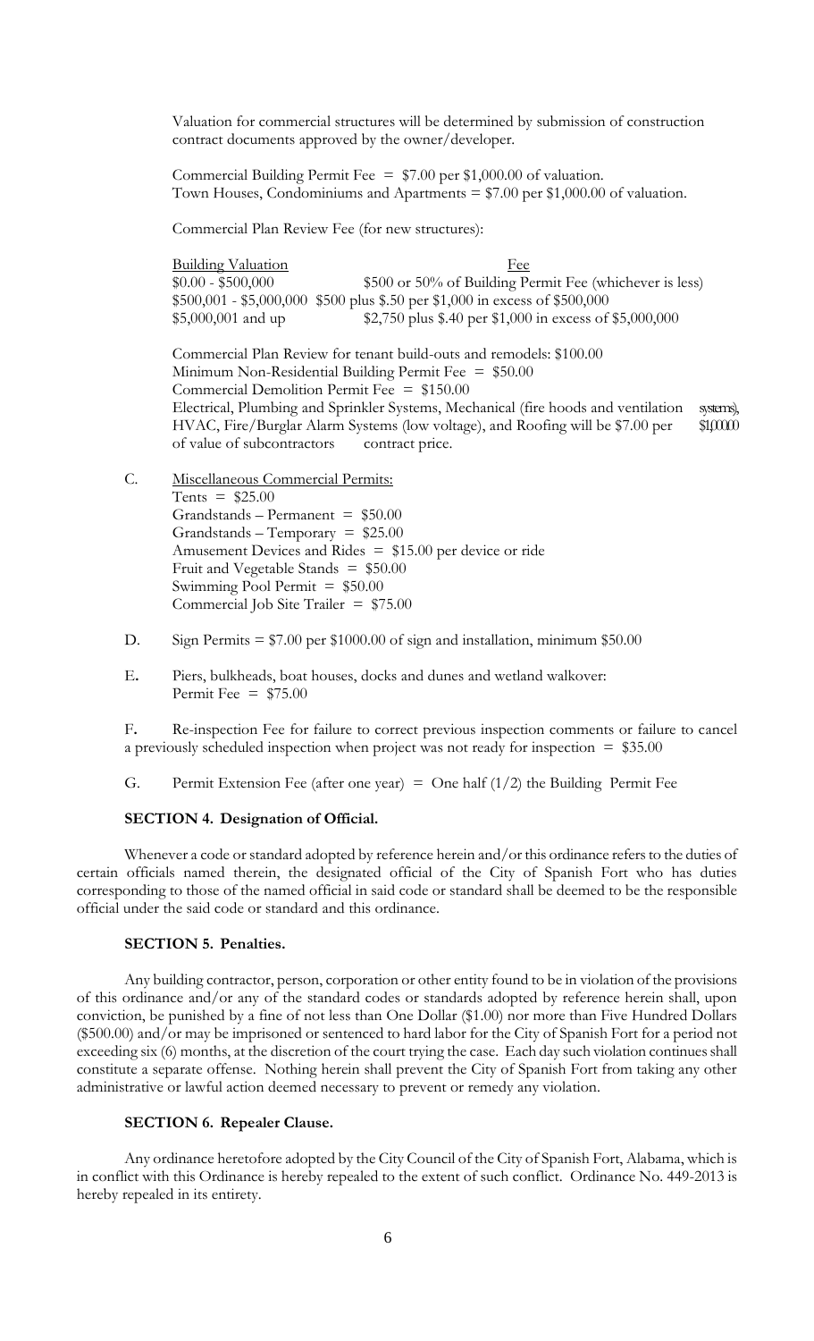Valuation for commercial structures will be determined by submission of construction contract documents approved by the owner/developer.

Commercial Building Permit Fee = $7.00 per $1,000.00 of valuation.
Town Houses, Condominiums and Apartments = $7.00 per $1,000.00 of valuation.

Commercial Plan Review Fee (for new structures):

| Building Valuation | Fee |
|---|---|
| $0.00 - $500,000 | $500 or 50% of Building Permit Fee (whichever is less) |
| $500,001 - $5,000,000 | $500 plus $.50 per $1,000 in excess of $500,000 |
| $5,000,001 and up | $2,750 plus $.40 per $1,000 in excess of $5,000,000 |

Commercial Plan Review for tenant build-outs and remodels: $100.00
Minimum Non-Residential Building Permit Fee = $50.00
Commercial Demolition Permit Fee = $150.00
Electrical, Plumbing and Sprinkler Systems, Mechanical (fire hoods and ventilation systems), HVAC, Fire/Burglar Alarm Systems (low voltage), and Roofing will be $7.00 per $1,000.00 of value of subcontractors contract price.

C. Miscellaneous Commercial Permits:
Tents = $25.00
Grandstands – Permanent = $50.00
Grandstands – Temporary = $25.00
Amusement Devices and Rides = $15.00 per device or ride
Fruit and Vegetable Stands = $50.00
Swimming Pool Permit = $50.00
Commercial Job Site Trailer = $75.00

D. Sign Permits = $7.00 per $1000.00 of sign and installation, minimum $50.00

E. Piers, bulkheads, boat houses, docks and dunes and wetland walkover:
Permit Fee = $75.00

F. Re-inspection Fee for failure to correct previous inspection comments or failure to cancel a previously scheduled inspection when project was not ready for inspection = $35.00

G. Permit Extension Fee (after one year) = One half (1/2) the Building Permit Fee

**SECTION 4. Designation of Official.**

Whenever a code or standard adopted by reference herein and/or this ordinance refers to the duties of certain officials named therein, the designated official of the City of Spanish Fort who has duties corresponding to those of the named official in said code or standard shall be deemed to be the responsible official under the said code or standard and this ordinance.

**SECTION 5. Penalties.**

Any building contractor, person, corporation or other entity found to be in violation of the provisions of this ordinance and/or any of the standard codes or standards adopted by reference herein shall, upon conviction, be punished by a fine of not less than One Dollar ($1.00) nor more than Five Hundred Dollars ($500.00) and/or may be imprisoned or sentenced to hard labor for the City of Spanish Fort for a period not exceeding six (6) months, at the discretion of the court trying the case. Each day such violation continues shall constitute a separate offense. Nothing herein shall prevent the City of Spanish Fort from taking any other administrative or lawful action deemed necessary to prevent or remedy any violation.

**SECTION 6. Repealer Clause.**

Any ordinance heretofore adopted by the City Council of the City of Spanish Fort, Alabama, which is in conflict with this Ordinance is hereby repealed to the extent of such conflict. Ordinance No. 449-2013 is hereby repealed in its entirety.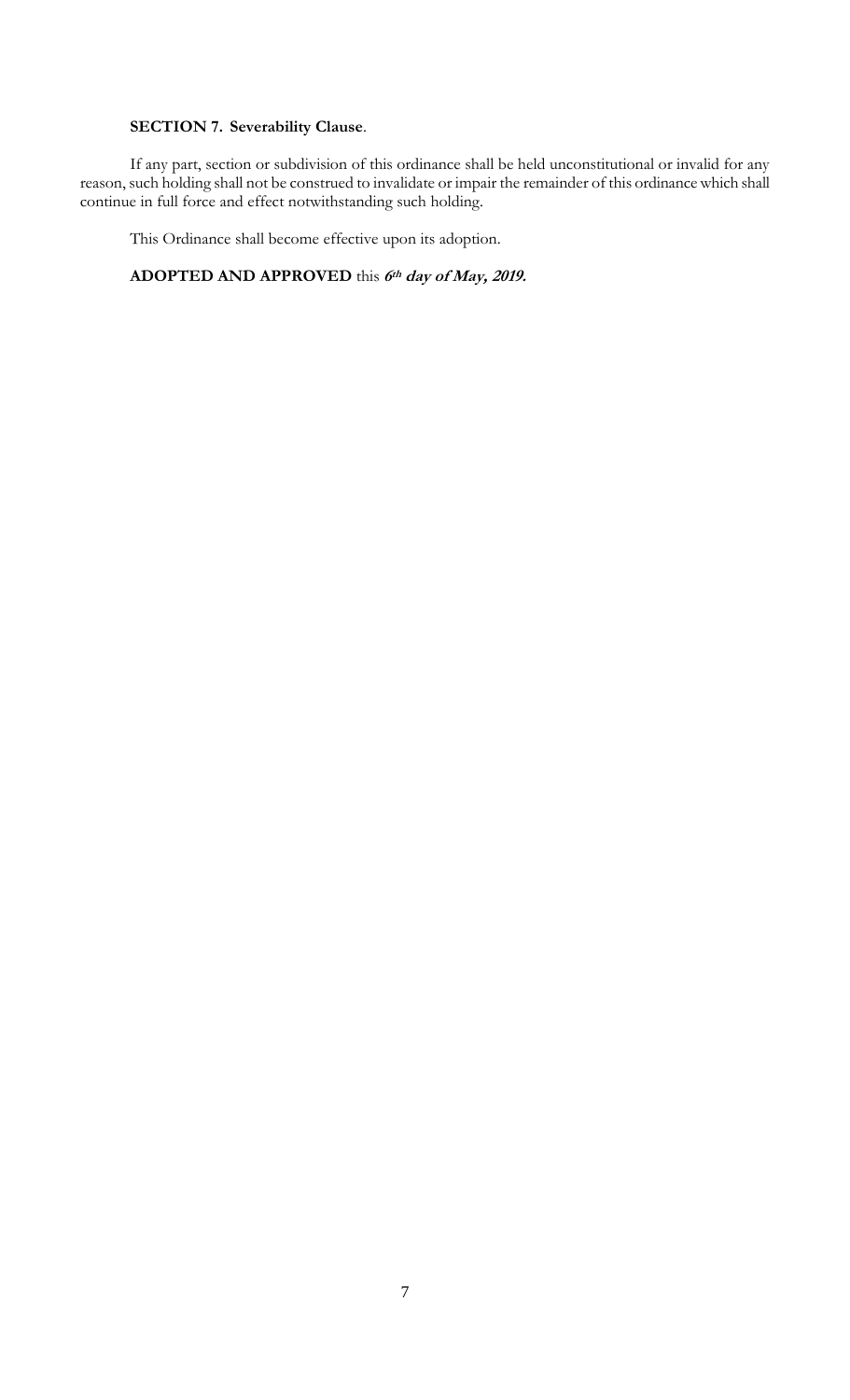**SECTION 7. Severability Clause**.

If any part, section or subdivision of this ordinance shall be held unconstitutional or invalid for any reason, such holding shall not be construed to invalidate or impair the remainder of this ordinance which shall continue in full force and effect notwithstanding such holding.

This Ordinance shall become effective upon its adoption.

**ADOPTED AND APPROVED** this ***6th day of May, 2019.***